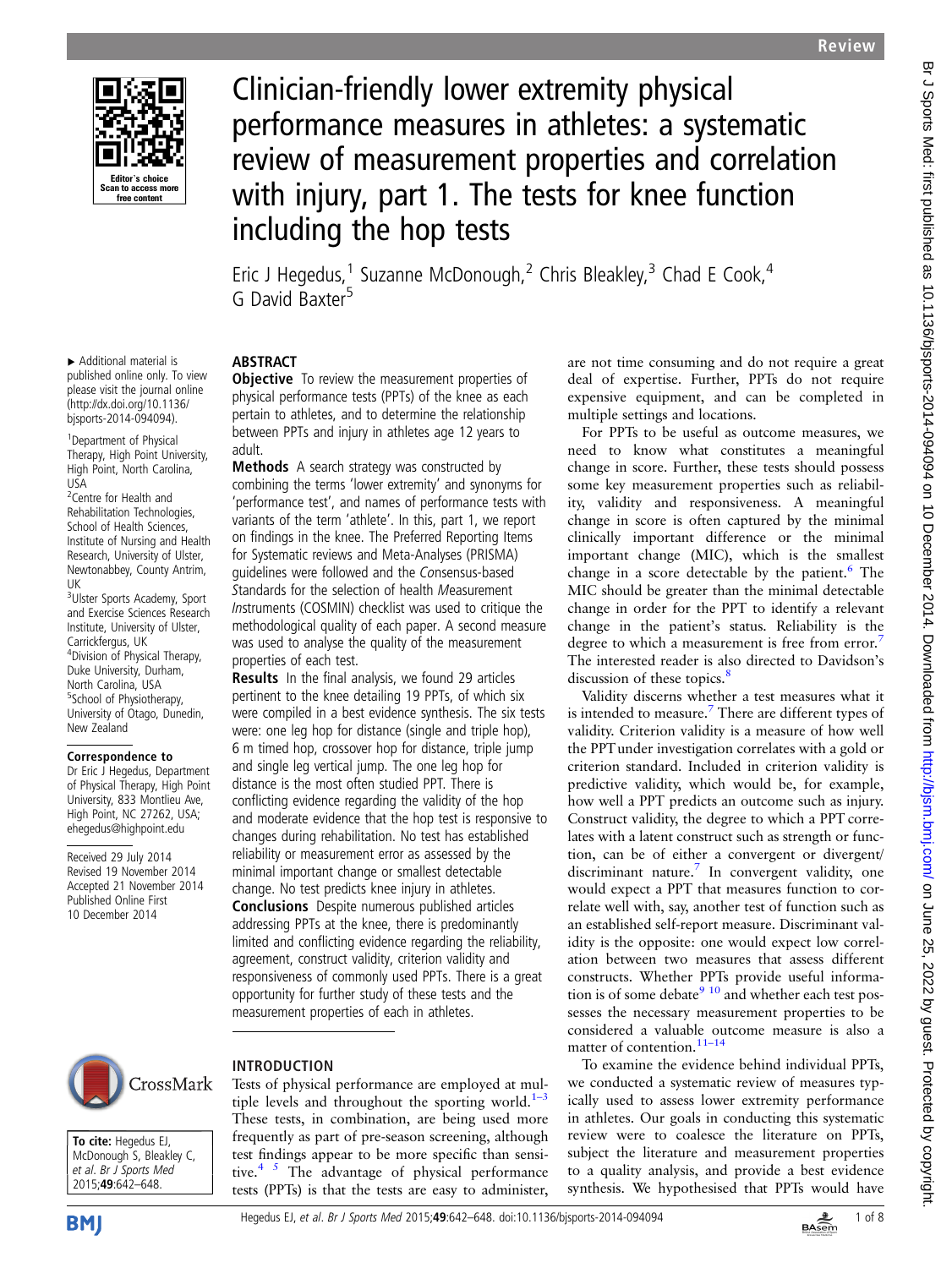# Clinician-friendly lower extremity physical performance measures in athletes: a systematic review of measurement properties and correlation with injury, part 1. The tests for knee function including the hop tests

Eric J Hegedus,[1] Suzanne McDonough,[2] Chris Bleakley,[3] Chad E Cook,[4] G David Baxter[5]

▸ Additional material is published online only. To view please visit the journal online (http://dx.doi.org/10.1136/bjsports-2014-094094).

[1]Department of Physical Therapy, High Point University, High Point, North Carolina, USA
[2]Centre for Health and Rehabilitation Technologies, School of Health Sciences, Institute of Nursing and Health Research, University of Ulster, Newtonabbey, County Antrim, UK
[3]Ulster Sports Academy, Sport and Exercise Sciences Research Institute, University of Ulster, Carrickfergus, UK
[4]Division of Physical Therapy, Duke University, Durham, North Carolina, USA
[5]School of Physiotherapy, University of Otago, Dunedin, New Zealand

**Correspondence to**
Dr Eric J Hegedus, Department of Physical Therapy, High Point University, 833 Montlieu Ave, High Point, NC 27262, USA; ehegedus@highpoint.edu

Received 29 July 2014
Revised 19 November 2014
Accepted 21 November 2014
Published Online First 10 December 2014

**To cite:** Hegedus EJ, McDonough S, Bleakley C, et al. *Br J Sports Med* 2015;**49**:642–648.

## ABSTRACT

**Objective** To review the measurement properties of physical performance tests (PPTs) of the knee as each pertain to athletes, and to determine the relationship between PPTs and injury in athletes age 12 years to adult.

**Methods** A search strategy was constructed by combining the terms 'lower extremity' and synonyms for 'performance test', and names of performance tests with variants of the term 'athlete'. In this, part 1, we report on findings in the knee. The Preferred Reporting Items for Systematic reviews and Meta-Analyses (PRISMA) guidelines were followed and the *Co*nsensus-based *S*tandards for the selection of health *M*easurement *In*struments (COSMIN) checklist was used to critique the methodological quality of each paper. A second measure was used to analyse the quality of the measurement properties of each test.

**Results** In the final analysis, we found 29 articles pertinent to the knee detailing 19 PPTs, of which six were compiled in a best evidence synthesis. The six tests were: one leg hop for distance (single and triple hop), 6 m timed hop, crossover hop for distance, triple jump and single leg vertical jump. The one leg hop for distance is the most often studied PPT. There is conflicting evidence regarding the validity of the hop and moderate evidence that the hop test is responsive to changes during rehabilitation. No test has established reliability or measurement error as assessed by the minimal important change or smallest detectable change. No test predicts knee injury in athletes.

**Conclusions** Despite numerous published articles addressing PPTs at the knee, there is predominantly limited and conflicting evidence regarding the reliability, agreement, construct validity, criterion validity and responsiveness of commonly used PPTs. There is a great opportunity for further study of these tests and the measurement properties of each in athletes.

## INTRODUCTION

Tests of physical performance are employed at multiple levels and throughout the sporting world.[1–3] These tests, in combination, are being used more frequently as part of pre-season screening, although test findings appear to be more specific than sensitive.[4 5] The advantage of physical performance tests (PPTs) is that the tests are easy to administer, are not time consuming and do not require a great deal of expertise. Further, PPTs do not require expensive equipment, and can be completed in multiple settings and locations.

For PPTs to be useful as outcome measures, we need to know what constitutes a meaningful change in score. Further, these tests should possess some key measurement properties such as reliability, validity and responsiveness. A meaningful change in score is often captured by the minimal clinically important difference or the minimal important change (MIC), which is the smallest change in a score detectable by the patient.[6] The MIC should be greater than the minimal detectable change in order for the PPT to identify a relevant change in the patient's status. Reliability is the degree to which a measurement is free from error.[7] The interested reader is also directed to Davidson's discussion of these topics.[8]

Validity discerns whether a test measures what it is intended to measure.[7] There are different types of validity. Criterion validity is a measure of how well the PPT under investigation correlates with a gold or criterion standard. Included in criterion validity is predictive validity, which would be, for example, how well a PPT predicts an outcome such as injury. Construct validity, the degree to which a PPT correlates with a latent construct such as strength or function, can be of either a convergent or divergent/discriminant nature.[7] In convergent validity, one would expect a PPT that measures function to correlate well with, say, another test of function such as an established self-report measure. Discriminant validity is the opposite: one would expect low correlation between two measures that assess different constructs. Whether PPTs provide useful information is of some debate[9 10] and whether each test possesses the necessary measurement properties to be considered a valuable outcome measure is also a matter of contention.[11–14]

To examine the evidence behind individual PPTs, we conducted a systematic review of measures typically used to assess lower extremity performance in athletes. Our goals in conducting this systematic review were to coalesce the literature on PPTs, subject the literature and measurement properties to a quality analysis, and provide a best evidence synthesis. We hypothesised that PPTs would have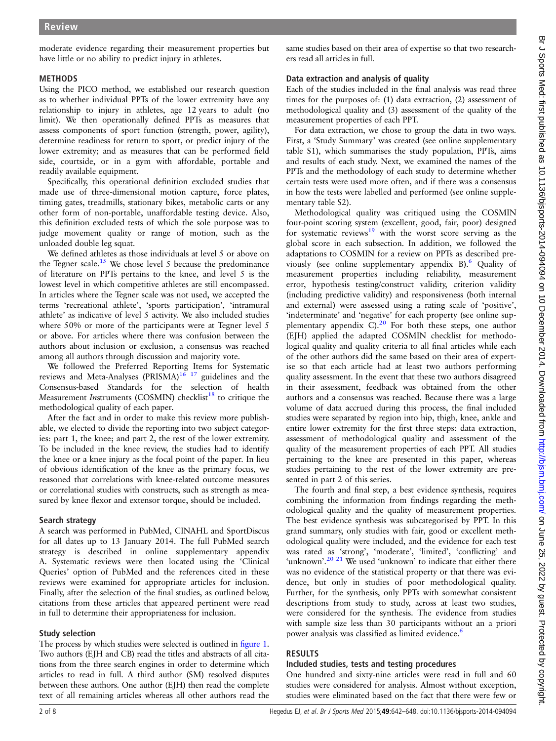moderate evidence regarding their measurement properties but have little or no ability to predict injury in athletes.

## METHODS

Using the PICO method, we established our research question as to whether individual PPTs of the lower extremity have any relationship to injury in athletes, age 12 years to adult (no limit). We then operationally defined PPTs as measures that assess components of sport function (strength, power, agility), determine readiness for return to sport, or predict injury of the lower extremity; and as measures that can be performed field side, courtside, or in a gym with affordable, portable and readily available equipment.

Specifically, this operational definition excluded studies that made use of three-dimensional motion capture, force plates, timing gates, treadmills, stationary bikes, metabolic carts or any other form of non-portable, unaffordable testing device. Also, this definition excluded tests of which the sole purpose was to judge movement quality or range of motion, such as the unloaded double leg squat.

We defined athletes as those individuals at level 5 or above on the Tegner scale.[15] We chose level 5 because the predominance of literature on PPTs pertains to the knee, and level 5 is the lowest level in which competitive athletes are still encompassed. In articles where the Tegner scale was not used, we accepted the terms 'recreational athlete', 'sports participation', 'intramural athlete' as indicative of level 5 activity. We also included studies where 50% or more of the participants were at Tegner level 5 or above. For articles where there was confusion between the authors about inclusion or exclusion, a consensus was reached among all authors through discussion and majority vote.

We followed the Preferred Reporting Items for Systematic reviews and Meta-Analyses (PRISMA)[16 17] guidelines and the *Co*nsensus-based *S*tandards for the selection of health *M*easurement *In*struments (COSMIN) checklist[18] to critique the methodological quality of each paper.

After the fact and in order to make this review more publishable, we elected to divide the reporting into two subject categories: part 1, the knee; and part 2, the rest of the lower extremity. To be included in the knee review, the studies had to identify the knee or a knee injury as the focal point of the paper. In lieu of obvious identification of the knee as the primary focus, we reasoned that correlations with knee-related outcome measures or correlational studies with constructs, such as strength as measured by knee flexor and extensor torque, should be included.

### Search strategy

A search was performed in PubMed, CINAHL and SportDiscus for all dates up to 13 January 2014. The full PubMed search strategy is described in online supplementary appendix A. Systematic reviews were then located using the 'Clinical Queries' option of PubMed and the references cited in these reviews were examined for appropriate articles for inclusion. Finally, after the selection of the final studies, as outlined below, citations from these articles that appeared pertinent were read in full to determine their appropriateness for inclusion.

### Study selection

The process by which studies were selected is outlined in figure 1. Two authors (EJH and CB) read the titles and abstracts of all citations from the three search engines in order to determine which articles to read in full. A third author (SM) resolved disputes between these authors. One author (EJH) then read the complete text of all remaining articles whereas all other authors read the same studies based on their area of expertise so that two researchers read all articles in full.

### Data extraction and analysis of quality

Each of the studies included in the final analysis was read three times for the purposes of: (1) data extraction, (2) assessment of methodological quality and (3) assessment of the quality of the measurement properties of each PPT.

For data extraction, we chose to group the data in two ways. First, a 'Study Summary' was created (see online supplementary table S1), which summarises the study population, PPTs, aims and results of each study. Next, we examined the names of the PPTs and the methodology of each study to determine whether certain tests were used more often, and if there was a consensus in how the tests were labelled and performed (see online supplementary table S2).

Methodological quality was critiqued using the COSMIN four-point scoring system (excellent, good, fair, poor) designed for systematic reviews[19] with the worst score serving as the global score in each subsection. In addition, we followed the adaptations to COSMIN for a review on PPTs as described previously (see online supplementary appendix B).[6] Quality of measurement properties including reliability, measurement error, hypothesis testing/construct validity, criterion validity (including predictive validity) and responsiveness (both internal and external) were assessed using a rating scale of 'positive', 'indeterminate' and 'negative' for each property (see online supplementary appendix C).[20] For both these steps, one author (EJH) applied the adapted COSMIN checklist for methodological quality and quality criteria to all final articles while each of the other authors did the same based on their area of expertise so that each article had at least two authors performing quality assessment. In the event that these two authors disagreed in their assessment, feedback was obtained from the other authors and a consensus was reached. Because there was a large volume of data accrued during this process, the final included studies were separated by region into hip, thigh, knee, ankle and entire lower extremity for the first three steps: data extraction, assessment of methodological quality and assessment of the quality of the measurement properties of each PPT. All studies pertaining to the knee are presented in this paper, whereas studies pertaining to the rest of the lower extremity are presented in part 2 of this series.

The fourth and final step, a best evidence synthesis, requires combining the information from findings regarding the methodological quality and the quality of measurement properties. The best evidence synthesis was subcategorised by PPT. In this grand summary, only studies with fair, good or excellent methodological quality were included, and the evidence for each test was rated as 'strong', 'moderate', 'limited', 'conflicting' and 'unknown'.[20 21] We used 'unknown' to indicate that either there was no evidence of the statistical property or that there was evidence, but only in studies of poor methodological quality. Further, for the synthesis, only PPTs with somewhat consistent descriptions from study to study, across at least two studies, were considered for the synthesis. The evidence from studies with sample size less than 30 participants without an a priori power analysis was classified as limited evidence.[6]

## RESULTS

### Included studies, tests and testing procedures

One hundred and sixty-nine articles were read in full and 60 studies were considered for analysis. Almost without exception, studies were eliminated based on the fact that there were few or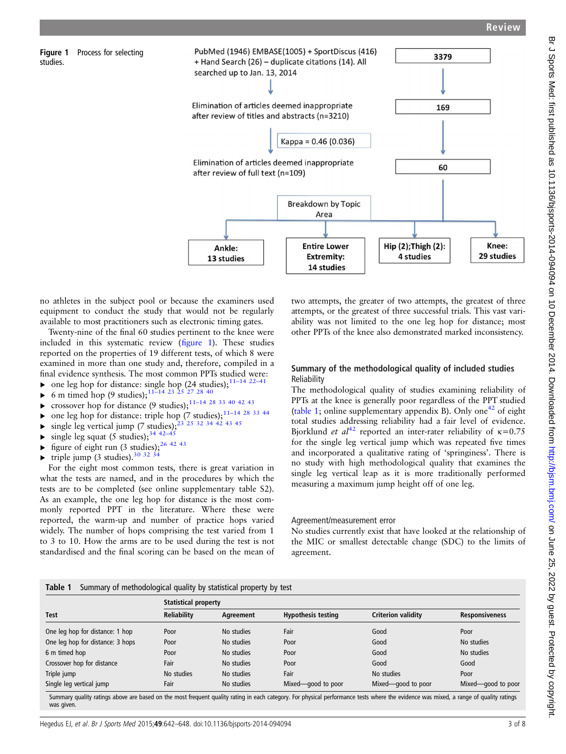Figure 1 Process for selecting studies.

PubMed (1946) EMBASE(1005) + SportDiscus (416) + Hand Search (26) – duplicate citations (14). All searched up to Jan. 13, 2014 → 3379

Elimination of articles deemed inappropriate after review of titles and abstracts (n=3210) → 169

Kappa = 0.46 (0.036)

Elimination of articles deemed inappropriate after review of full text (n=109) → 60

Breakdown by Topic Area

- Ankle: 13 studies
- Entire Lower Extremity: 14 studies
- Hip (2);Thigh (2): 4 studies
- Knee: 29 studies

no athletes in the subject pool or because the examiners used equipment to conduct the study that would not be regularly available to most practitioners such as electronic timing gates.

Twenty-nine of the final 60 studies pertinent to the knee were included in this systematic review (figure 1). These studies reported on the properties of 19 different tests, of which 8 were examined in more than one study and, therefore, compiled in a final evidence synthesis. The most common PPTs studied were:

- one leg hop for distance: single hop (24 studies);[11–14 22–41]
- 6 m timed hop (9 studies);[11–14 23 25 27 28 40]
- crossover hop for distance (9 studies);[11–14 28 33 40 42 43]
- one leg hop for distance: triple hop (7 studies);[11–14 28 33 44]
- single leg vertical jump (7 studies);[23 25 32 34 42 43 45]
- single leg squat (5 studies);[34 42–45]
- figure of eight run (3 studies);[26 42 43]
- triple jump (3 studies).[30 32 34]

For the eight most common tests, there is great variation in what the tests are named, and in the procedures by which the tests are to be completed (see online supplementary table S2). As an example, the one leg hop for distance is the most commonly reported PPT in the literature. Where these were reported, the warm-up and number of practice hops varied widely. The number of hops comprising the test varied from 1 to 3 to 10. How the arms are to be used during the test is not standardised and the final scoring can be based on the mean of two attempts, the greater of two attempts, the greatest of three attempts, or the greatest of three successful trials. This vast variability was not limited to the one leg hop for distance; most other PPTs of the knee also demonstrated marked inconsistency.

## Summary of the methodological quality of included studies

### Reliability

The methodological quality of studies examining reliability of PPTs at the knee is generally poor regardless of the PPT studied (table 1; online supplementary appendix B). Only one[42] of eight total studies addressing reliability had a fair level of evidence. Bjorklund *et al*[42] reported an inter-rater reliability of $\kappa=0.75$ for the single leg vertical jump which was repeated five times and incorporated a qualitative rating of 'springiness'. There is no study with high methodological quality that examines the single leg vertical leap as it is more traditionally performed measuring a maximum jump height off of one leg.

### Agreement/measurement error

No studies currently exist that have looked at the relationship of the MIC or smallest detectable change (SDC) to the limits of agreement.

Table 1 Summary of methodological quality by statistical property by test

| Test | Statistical property | | | | |
|---|---|---|---|---|---|
| | Reliability | Agreement | Hypothesis testing | Criterion validity | Responsiveness |
| One leg hop for distance: 1 hop | Poor | No studies | Fair | Good | Poor |
| One leg hop for distance: 3 hops | Poor | No studies | Poor | Good | No studies |
| 6 m timed hop | Poor | No studies | Poor | Good | No studies |
| Crossover hop for distance | Fair | No studies | Poor | Good | Good |
| Triple jump | No studies | No studies | Fair | No studies | Poor |
| Single leg vertical jump | Fair | No studies | Mixed—good to poor | Mixed—good to poor | Mixed—good to poor |

Summary quality ratings above are based on the most frequent quality rating in each category. For physical performance tests where the evidence was mixed, a range of quality ratings was given.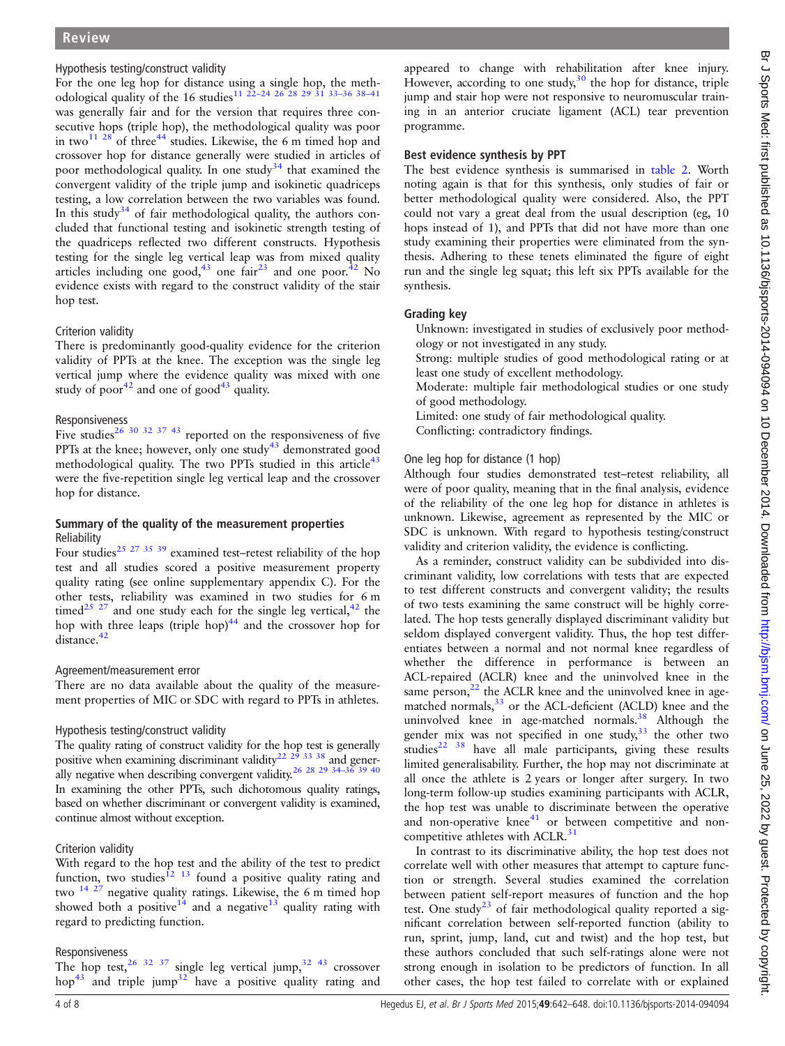### Hypothesis testing/construct validity

For the one leg hop for distance using a single hop, the methodological quality of the 16 studies[11 22–24 26 28 29 31 33–36 38–41] was generally fair and for the version that requires three consecutive hops (triple hop), the methodological quality was poor in two[11 28] of three[44] studies. Likewise, the 6 m timed hop and crossover hop for distance generally were studied in articles of poor methodological quality. In one study[34] that examined the convergent validity of the triple jump and isokinetic quadriceps testing, a low correlation between the two variables was found. In this study[34] of fair methodological quality, the authors concluded that functional testing and isokinetic strength testing of the quadriceps reflected two different constructs. Hypothesis testing for the single leg vertical leap was from mixed quality articles including one good,[43] one fair[23] and one poor.[42] No evidence exists with regard to the construct validity of the stair hop test.

### Criterion validity

There is predominantly good-quality evidence for the criterion validity of PPTs at the knee. The exception was the single leg vertical jump where the evidence quality was mixed with one study of poor[42] and one of good[43] quality.

### Responsiveness

Five studies[26 30 32 37 43] reported on the responsiveness of five PPTs at the knee; however, only one study[43] demonstrated good methodological quality. The two PPTs studied in this article[43] were the five-repetition single leg vertical leap and the crossover hop for distance.

## Summary of the quality of the measurement properties

### Reliability

Four studies[25 27 35 39] examined test–retest reliability of the hop test and all studies scored a positive measurement property quality rating (see online supplementary appendix C). For the other tests, reliability was examined in two studies for 6 m timed[25 27] and one study each for the single leg vertical,[42] the hop with three leaps (triple hop)[44] and the crossover hop for distance.[42]

### Agreement/measurement error

There are no data available about the quality of the measurement properties of MIC or SDC with regard to PPTs in athletes.

### Hypothesis testing/construct validity

The quality rating of construct validity for the hop test is generally positive when examining discriminant validity[22 29 33 38] and generally negative when describing convergent validity.[26 28 29 34–36 39 40] In examining the other PPTs, such dichotomous quality ratings, based on whether discriminant or convergent validity is examined, continue almost without exception.

### Criterion validity

With regard to the hop test and the ability of the test to predict function, two studies[12 13] found a positive quality rating and two [14 27] negative quality ratings. Likewise, the 6 m timed hop showed both a positive[14] and a negative[13] quality rating with regard to predicting function.

### Responsiveness

The hop test,[26 32 37] single leg vertical jump,[32 43] crossover hop[43] and triple jump[32] have a positive quality rating and appeared to change with rehabilitation after knee injury. However, according to one study,[30] the hop for distance, triple jump and stair hop were not responsive to neuromuscular training in an anterior cruciate ligament (ACL) tear prevention programme.

## Best evidence synthesis by PPT

The best evidence synthesis is summarised in table 2. Worth noting again is that for this synthesis, only studies of fair or better methodological quality were considered. Also, the PPT could not vary a great deal from the usual description (eg, 10 hops instead of 1), and PPTs that did not have more than one study examining their properties were eliminated from the synthesis. Adhering to these tenets eliminated the figure of eight run and the single leg squat; this left six PPTs available for the synthesis.

### Grading key

Unknown: investigated in studies of exclusively poor methodology or not investigated in any study.
Strong: multiple studies of good methodological rating or at least one study of excellent methodology.
Moderate: multiple fair methodological studies or one study of good methodology.
Limited: one study of fair methodological quality.
Conflicting: contradictory findings.

### One leg hop for distance (1 hop)

Although four studies demonstrated test–retest reliability, all were of poor quality, meaning that in the final analysis, evidence of the reliability of the one leg hop for distance in athletes is unknown. Likewise, agreement as represented by the MIC or SDC is unknown. With regard to hypothesis testing/construct validity and criterion validity, the evidence is conflicting.

As a reminder, construct validity can be subdivided into discriminant validity, low correlations with tests that are expected to test different constructs and convergent validity; the results of two tests examining the same construct will be highly correlated. The hop tests generally displayed discriminant validity but seldom displayed convergent validity. Thus, the hop test differentiates between a normal and not normal knee regardless of whether the difference in performance is between an ACL-repaired (ACLR) knee and the uninvolved knee in the same person,[22] the ACLR knee and the uninvolved knee in age-matched normals,[33] or the ACL-deficient (ACLD) knee and the uninvolved knee in age-matched normals.[38] Although the gender mix was not specified in one study,[33] the other two studies[22 38] have all male participants, giving these results limited generalisability. Further, the hop may not discriminate at all once the athlete is 2 years or longer after surgery. In two long-term follow-up studies examining participants with ACLR, the hop test was unable to discriminate between the operative and non-operative knee[41] or between competitive and non-competitive athletes with ACLR.[31]

In contrast to its discriminative ability, the hop test does not correlate well with other measures that attempt to capture function or strength. Several studies examined the correlation between patient self-report measures of function and the hop test. One study[23] of fair methodological quality reported a significant correlation between self-reported function (ability to run, sprint, jump, land, cut and twist) and the hop test, but these authors concluded that such self-ratings alone were not strong enough in isolation to be predictors of function. In all other cases, the hop test failed to correlate with or explained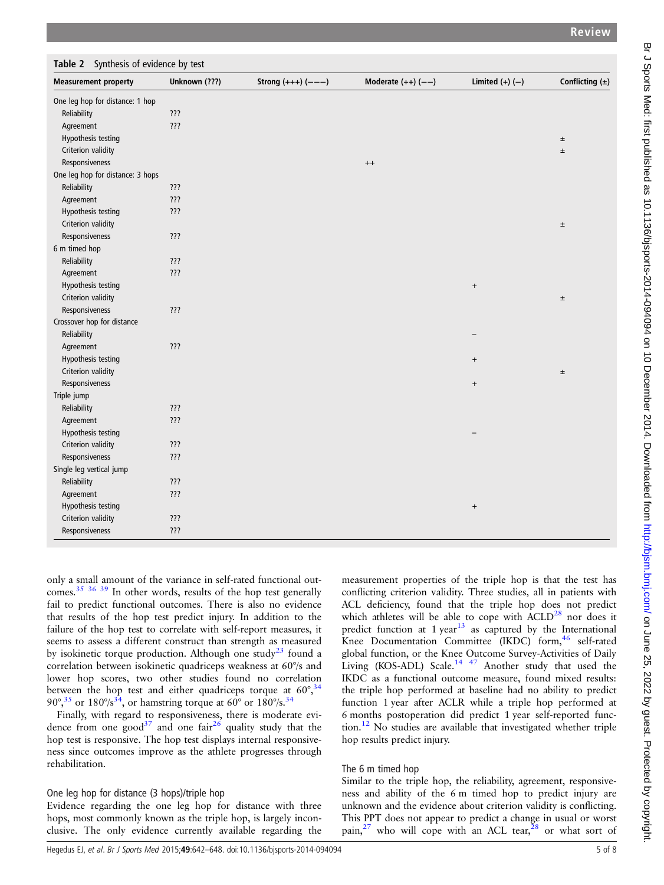**Table 2** Synthesis of evidence by test

| Measurement property | Unknown (???) | Strong (+++) (−−−) | Moderate (++) (−−) | Limited (+) (−) | Conflicting (±) |
|---|---|---|---|---|---|
| One leg hop for distance: 1 hop | | | | | |
| Reliability | ??? | | | | |
| Agreement | ??? | | | | |
| Hypothesis testing | | | | | ± |
| Criterion validity | | | | | ± |
| Responsiveness | | | ++ | | |
| One leg hop for distance: 3 hops | | | | | |
| Reliability | ??? | | | | |
| Agreement | ??? | | | | |
| Hypothesis testing | ??? | | | | |
| Criterion validity | | | | | ± |
| Responsiveness | ??? | | | | |
| 6 m timed hop | | | | | |
| Reliability | ??? | | | | |
| Agreement | ??? | | | | |
| Hypothesis testing | | | | + | |
| Criterion validity | | | | | ± |
| Responsiveness | ??? | | | | |
| Crossover hop for distance | | | | | |
| Reliability | | | | − | |
| Agreement | ??? | | | | |
| Hypothesis testing | | | | + | |
| Criterion validity | | | | | ± |
| Responsiveness | | | | + | |
| Triple jump | | | | | |
| Reliability | ??? | | | | |
| Agreement | ??? | | | | |
| Hypothesis testing | | | | − | |
| Criterion validity | ??? | | | | |
| Responsiveness | ??? | | | | |
| Single leg vertical jump | | | | | |
| Reliability | ??? | | | | |
| Agreement | ??? | | | | |
| Hypothesis testing | | | | + | |
| Criterion validity | ??? | | | | |
| Responsiveness | ??? | | | | |

only a small amount of the variance in self-rated functional outcomes.[35 36 39] In other words, results of the hop test generally fail to predict functional outcomes. There is also no evidence that results of the hop test predict injury. In addition to the failure of the hop test to correlate with self-report measures, it seems to assess a different construct than strength as measured by isokinetic torque production. Although one study[23] found a correlation between isokinetic quadriceps weakness at 60°/s and lower hop scores, two other studies found no correlation between the hop test and either quadriceps torque at 60°,[34] 90°,[35] or 180°/s[34], or hamstring torque at 60° or 180°/s.[34]

Finally, with regard to responsiveness, there is moderate evidence from one good[37] and one fair[26] quality study that the hop test is responsive. The hop test displays internal responsiveness since outcomes improve as the athlete progresses through rehabilitation.

### One leg hop for distance (3 hops)/triple hop

Evidence regarding the one leg hop for distance with three hops, most commonly known as the triple hop, is largely inconclusive. The only evidence currently available regarding the measurement properties of the triple hop is that the test has conflicting criterion validity. Three studies, all in patients with ACL deficiency, found that the triple hop does not predict which athletes will be able to cope with ACLD[28] nor does it predict function at 1 year[13] as captured by the International Knee Documentation Committee (IKDC) form,[46] self-rated global function, or the Knee Outcome Survey-Activities of Daily Living (KOS-ADL) Scale.[14 47] Another study that used the IKDC as a functional outcome measure, found mixed results: the triple hop performed at baseline had no ability to predict function 1 year after ACLR while a triple hop performed at 6 months postoperation did predict 1 year self-reported function.[12] No studies are available that investigated whether triple hop results predict injury.

### The 6 m timed hop

Similar to the triple hop, the reliability, agreement, responsiveness and ability of the 6 m timed hop to predict injury are unknown and the evidence about criterion validity is conflicting. This PPT does not appear to predict a change in usual or worst pain,[27] who will cope with an ACL tear,[28] or what sort of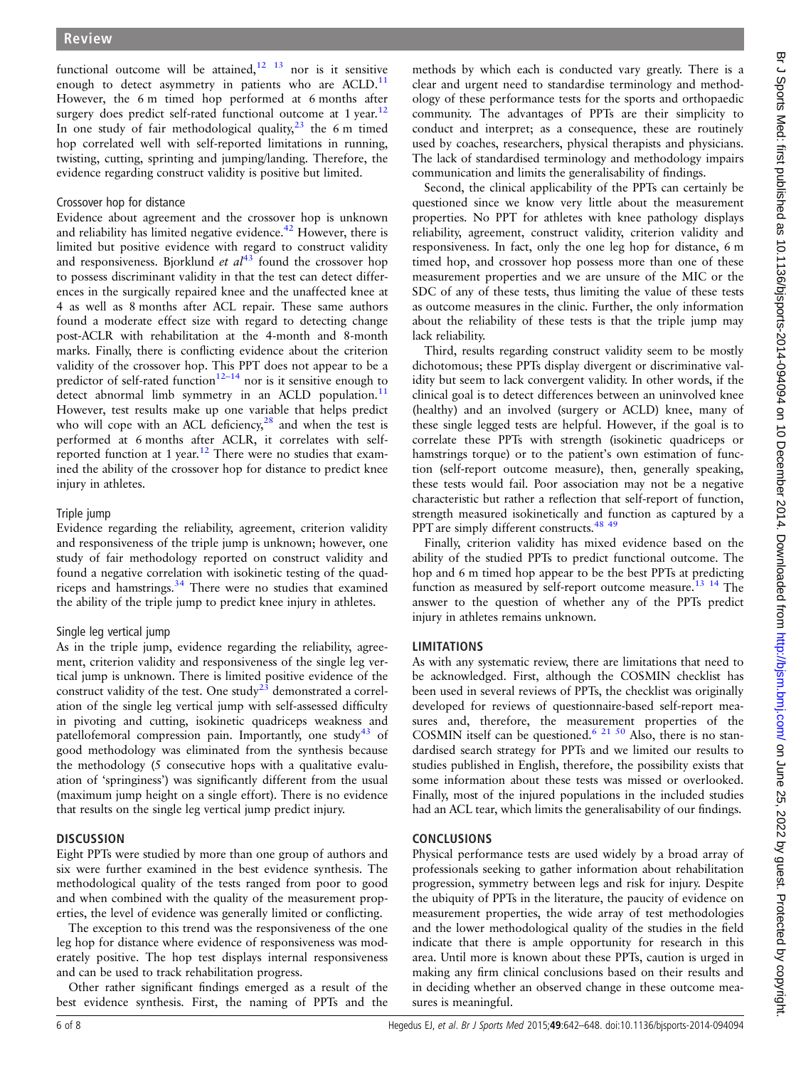functional outcome will be attained,[12 13] nor is it sensitive enough to detect asymmetry in patients who are ACLD.[11] However, the 6 m timed hop performed at 6 months after surgery does predict self-rated functional outcome at 1 year.[12] In one study of fair methodological quality,[23] the 6 m timed hop correlated well with self-reported limitations in running, twisting, cutting, sprinting and jumping/landing. Therefore, the evidence regarding construct validity is positive but limited.

### Crossover hop for distance

Evidence about agreement and the crossover hop is unknown and reliability has limited negative evidence.[42] However, there is limited but positive evidence with regard to construct validity and responsiveness. Bjorklund *et al*[43] found the crossover hop to possess discriminant validity in that the test can detect differences in the surgically repaired knee and the unaffected knee at 4 as well as 8 months after ACL repair. These same authors found a moderate effect size with regard to detecting change post-ACLR with rehabilitation at the 4-month and 8-month marks. Finally, there is conflicting evidence about the criterion validity of the crossover hop. This PPT does not appear to be a predictor of self-rated function[12–14] nor is it sensitive enough to detect abnormal limb symmetry in an ACLD population.[11] However, test results make up one variable that helps predict who will cope with an ACL deficiency,[28] and when the test is performed at 6 months after ACLR, it correlates with self-reported function at 1 year.[12] There were no studies that examined the ability of the crossover hop for distance to predict knee injury in athletes.

### Triple jump

Evidence regarding the reliability, agreement, criterion validity and responsiveness of the triple jump is unknown; however, one study of fair methodology reported on construct validity and found a negative correlation with isokinetic testing of the quadriceps and hamstrings.[34] There were no studies that examined the ability of the triple jump to predict knee injury in athletes.

### Single leg vertical jump

As in the triple jump, evidence regarding the reliability, agreement, criterion validity and responsiveness of the single leg vertical jump is unknown. There is limited positive evidence of the construct validity of the test. One study[23] demonstrated a correlation of the single leg vertical jump with self-assessed difficulty in pivoting and cutting, isokinetic quadriceps weakness and patellofemoral compression pain. Importantly, one study[43] of good methodology was eliminated from the synthesis because the methodology (5 consecutive hops with a qualitative evaluation of 'springiness') was significantly different from the usual (maximum jump height on a single effort). There is no evidence that results on the single leg vertical jump predict injury.

## DISCUSSION

Eight PPTs were studied by more than one group of authors and six were further examined in the best evidence synthesis. The methodological quality of the tests ranged from poor to good and when combined with the quality of the measurement properties, the level of evidence was generally limited or conflicting.

The exception to this trend was the responsiveness of the one leg hop for distance where evidence of responsiveness was moderately positive. The hop test displays internal responsiveness and can be used to track rehabilitation progress.

Other rather significant findings emerged as a result of the best evidence synthesis. First, the naming of PPTs and the methods by which each is conducted vary greatly. There is a clear and urgent need to standardise terminology and methodology of these performance tests for the sports and orthopaedic community. The advantages of PPTs are their simplicity to conduct and interpret; as a consequence, these are routinely used by coaches, researchers, physical therapists and physicians. The lack of standardised terminology and methodology impairs communication and limits the generalisability of findings.

Second, the clinical applicability of the PPTs can certainly be questioned since we know very little about the measurement properties. No PPT for athletes with knee pathology displays reliability, agreement, construct validity, criterion validity and responsiveness. In fact, only the one leg hop for distance, 6 m timed hop, and crossover hop possess more than one of these measurement properties and we are unsure of the MIC or the SDC of any of these tests, thus limiting the value of these tests as outcome measures in the clinic. Further, the only information about the reliability of these tests is that the triple jump may lack reliability.

Third, results regarding construct validity seem to be mostly dichotomous; these PPTs display divergent or discriminative validity but seem to lack convergent validity. In other words, if the clinical goal is to detect differences between an uninvolved knee (healthy) and an involved (surgery or ACLD) knee, many of these single legged tests are helpful. However, if the goal is to correlate these PPTs with strength (isokinetic quadriceps or hamstrings torque) or to the patient's own estimation of function (self-report outcome measure), then, generally speaking, these tests would fail. Poor association may not be a negative characteristic but rather a reflection that self-report of function, strength measured isokinetically and function as captured by a PPT are simply different constructs.[48 49]

Finally, criterion validity has mixed evidence based on the ability of the studied PPTs to predict functional outcome. The hop and 6 m timed hop appear to be the best PPTs at predicting function as measured by self-report outcome measure.[13 14] The answer to the question of whether any of the PPTs predict injury in athletes remains unknown.

## LIMITATIONS

As with any systematic review, there are limitations that need to be acknowledged. First, although the COSMIN checklist has been used in several reviews of PPTs, the checklist was originally developed for reviews of questionnaire-based self-report measures and, therefore, the measurement properties of the COSMIN itself can be questioned.[6 21 50] Also, there is no standardised search strategy for PPTs and we limited our results to studies published in English, therefore, the possibility exists that some information about these tests was missed or overlooked. Finally, most of the injured populations in the included studies had an ACL tear, which limits the generalisability of our findings.

## CONCLUSIONS

Physical performance tests are used widely by a broad array of professionals seeking to gather information about rehabilitation progression, symmetry between legs and risk for injury. Despite the ubiquity of PPTs in the literature, the paucity of evidence on measurement properties, the wide array of test methodologies and the lower methodological quality of the studies in the field indicate that there is ample opportunity for research in this area. Until more is known about these PPTs, caution is urged in making any firm clinical conclusions based on their results and in deciding whether an observed change in these outcome measures is meaningful.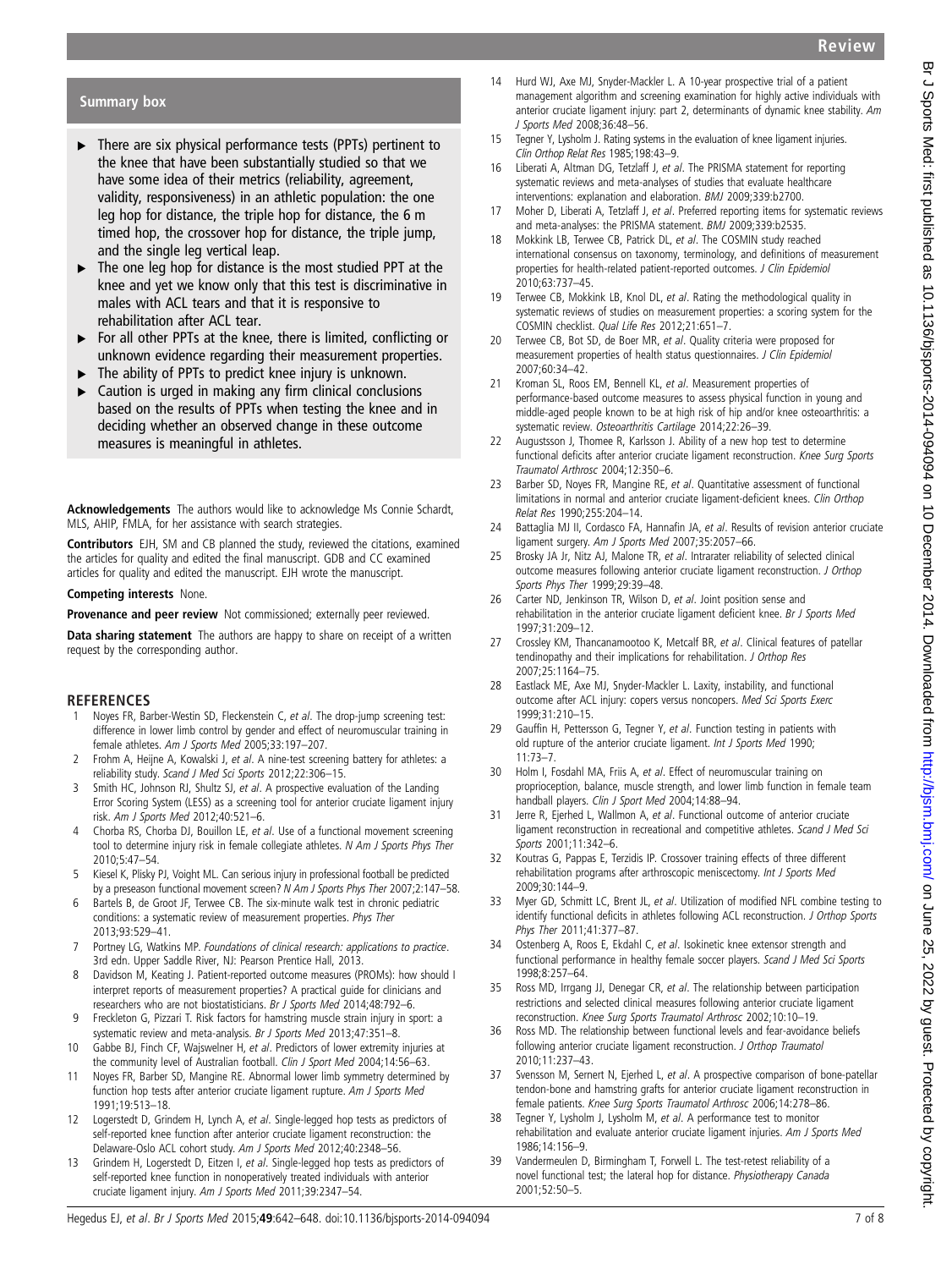## Summary box

- There are six physical performance tests (PPTs) pertinent to the knee that have been substantially studied so that we have some idea of their metrics (reliability, agreement, validity, responsiveness) in an athletic population: the one leg hop for distance, the triple hop for distance, the 6 m timed hop, the crossover hop for distance, the triple jump, and the single leg vertical leap.
- The one leg hop for distance is the most studied PPT at the knee and yet we know only that this test is discriminative in males with ACL tears and that it is responsive to rehabilitation after ACL tear.
- For all other PPTs at the knee, there is limited, conflicting or unknown evidence regarding their measurement properties.
- The ability of PPTs to predict knee injury is unknown.
- Caution is urged in making any firm clinical conclusions based on the results of PPTs when testing the knee and in deciding whether an observed change in these outcome measures is meaningful in athletes.

**Acknowledgements** The authors would like to acknowledge Ms Connie Schardt, MLS, AHIP, FMLA, for her assistance with search strategies.

**Contributors** EJH, SM and CB planned the study, reviewed the citations, examined the articles for quality and edited the final manuscript. GDB and CC examined articles for quality and edited the manuscript. EJH wrote the manuscript.

**Competing interests** None.

**Provenance and peer review** Not commissioned; externally peer reviewed.

**Data sharing statement** The authors are happy to share on receipt of a written request by the corresponding author.

## REFERENCES

1. Noyes FR, Barber-Westin SD, Fleckenstein C, *et al*. The drop-jump screening test: difference in lower limb control by gender and effect of neuromuscular training in female athletes. *Am J Sports Med* 2005;33:197–207.
2. Frohm A, Heijne A, Kowalski J, *et al*. A nine-test screening battery for athletes: a reliability study. *Scand J Med Sci Sports* 2012;22:306–15.
3. Smith HC, Johnson RJ, Shultz SJ, *et al*. A prospective evaluation of the Landing Error Scoring System (LESS) as a screening tool for anterior cruciate ligament injury risk. *Am J Sports Med* 2012;40:521–6.
4. Chorba RS, Chorba DJ, Bouillon LE, *et al*. Use of a functional movement screening tool to determine injury risk in female collegiate athletes. *N Am J Sports Phys Ther* 2010;5:47–54.
5. Kiesel K, Plisky PJ, Voight ML. Can serious injury in professional football be predicted by a preseason functional movement screen? *N Am J Sports Phys Ther* 2007;2:147–58.
6. Bartels B, de Groot JF, Terwee CB. The six-minute walk test in chronic pediatric conditions: a systematic review of measurement properties. *Phys Ther* 2013;93:529–41.
7. Portney LG, Watkins MP. *Foundations of clinical research: applications to practice*. 3rd edn. Upper Saddle River, NJ: Pearson Prentice Hall, 2013.
8. Davidson M, Keating J. Patient-reported outcome measures (PROMs): how should I interpret reports of measurement properties? A practical guide for clinicians and researchers who are not biostatisticians. *Br J Sports Med* 2014;48:792–6.
9. Freckleton G, Pizzari T. Risk factors for hamstring muscle strain injury in sport: a systematic review and meta-analysis. *Br J Sports Med* 2013;47:351–8.
10. Gabbe BJ, Finch CF, Wajswelner H, *et al*. Predictors of lower extremity injuries at the community level of Australian football. *Clin J Sport Med* 2004;14:56–63.
11. Noyes FR, Barber SD, Mangine RE. Abnormal lower limb symmetry determined by function hop tests after anterior cruciate ligament rupture. *Am J Sports Med* 1991;19:513–18.
12. Logerstedt D, Grindem H, Lynch A, *et al*. Single-legged hop tests as predictors of self-reported knee function after anterior cruciate ligament reconstruction: the Delaware-Oslo ACL cohort study. *Am J Sports Med* 2012;40:2348–56.
13. Grindem H, Logerstedt D, Eitzen I, *et al*. Single-legged hop tests as predictors of self-reported knee function in nonoperatively treated individuals with anterior cruciate ligament injury. *Am J Sports Med* 2011;39:2347–54.
14. Hurd WJ, Axe MJ, Snyder-Mackler L. A 10-year prospective trial of a patient management algorithm and screening examination for highly active individuals with anterior cruciate ligament injury: part 2, determinants of dynamic knee stability. *Am J Sports Med* 2008;36:48–56.
15. Tegner Y, Lysholm J. Rating systems in the evaluation of knee ligament injuries. *Clin Orthop Relat Res* 1985;198:43–9.
16. Liberati A, Altman DG, Tetzlaff J, *et al*. The PRISMA statement for reporting systematic reviews and meta-analyses of studies that evaluate healthcare interventions: explanation and elaboration. *BMJ* 2009;339:b2700.
17. Moher D, Liberati A, Tetzlaff J, *et al*. Preferred reporting items for systematic reviews and meta-analyses: the PRISMA statement. *BMJ* 2009;339:b2535.
18. Mokkink LB, Terwee CB, Patrick DL, *et al*. The COSMIN study reached international consensus on taxonomy, terminology, and definitions of measurement properties for health-related patient-reported outcomes. *J Clin Epidemiol* 2010;63:737–45.
19. Terwee CB, Mokkink LB, Knol DL, *et al*. Rating the methodological quality in systematic reviews of studies on measurement properties: a scoring system for the COSMIN checklist. *Qual Life Res* 2012;21:651–7.
20. Terwee CB, Bot SD, de Boer MR, *et al*. Quality criteria were proposed for measurement properties of health status questionnaires. *J Clin Epidemiol* 2007;60:34–42.
21. Kroman SL, Roos EM, Bennell KL, *et al*. Measurement properties of performance-based outcome measures to assess physical function in young and middle-aged people known to be at high risk of hip and/or knee osteoarthritis: a systematic review. *Osteoarthritis Cartilage* 2014;22:26–39.
22. Augustsson J, Thomee R, Karlsson J. Ability of a new hop test to determine functional deficits after anterior cruciate ligament reconstruction. *Knee Surg Sports Traumatol Arthrosc* 2004;12:350–6.
23. Barber SD, Noyes FR, Mangine RE, *et al*. Quantitative assessment of functional limitations in normal and anterior cruciate ligament-deficient knees. *Clin Orthop Relat Res* 1990;255:204–14.
24. Battaglia MJ II, Cordasco FA, Hannafin JA, *et al*. Results of revision anterior cruciate ligament surgery. *Am J Sports Med* 2007;35:2057–66.
25. Brosky JA Jr, Nitz AJ, Malone TR, *et al*. Intrarater reliability of selected clinical outcome measures following anterior cruciate ligament reconstruction. *J Orthop Sports Phys Ther* 1999;29:39–48.
26. Carter ND, Jenkinson TR, Wilson D, *et al*. Joint position sense and rehabilitation in the anterior cruciate ligament deficient knee. *Br J Sports Med* 1997;31:209–12.
27. Crossley KM, Thancanamootoo K, Metcalf BR, *et al*. Clinical features of patellar tendinopathy and their implications for rehabilitation. *J Orthop Res* 2007;25:1164–75.
28. Eastlack ME, Axe MJ, Snyder-Mackler L. Laxity, instability, and functional outcome after ACL injury: copers versus noncopers. *Med Sci Sports Exerc* 1999;31:210–15.
29. Gauffin H, Pettersson G, Tegner Y, *et al*. Function testing in patients with old rupture of the anterior cruciate ligament. *Int J Sports Med* 1990; 11:73–7.
30. Holm I, Fosdahl MA, Friis A, *et al*. Effect of neuromuscular training on proprioception, balance, muscle strength, and lower limb function in female team handball players. *Clin J Sport Med* 2004;14:88–94.
31. Jerre R, Ejerhed L, Wallmon A, *et al*. Functional outcome of anterior cruciate ligament reconstruction in recreational and competitive athletes. *Scand J Med Sci Sports* 2001;11:342–6.
32. Koutras G, Pappas E, Terzidis IP. Crossover training effects of three different rehabilitation programs after arthroscopic meniscectomy. *Int J Sports Med* 2009;30:144–9.
33. Myer GD, Schmitt LC, Brent JL, *et al*. Utilization of modified NFL combine testing to identify functional deficits in athletes following ACL reconstruction. *J Orthop Sports Phys Ther* 2011;41:377–87.
34. Ostenberg A, Roos E, Ekdahl C, *et al*. Isokinetic knee extensor strength and functional performance in healthy female soccer players. *Scand J Med Sci Sports* 1998;8:257–64.
35. Ross MD, Irrgang JJ, Denegar CR, *et al*. The relationship between participation restrictions and selected clinical measures following anterior cruciate ligament reconstruction. *Knee Surg Sports Traumatol Arthrosc* 2002;10:10–19.
36. Ross MD. The relationship between functional levels and fear-avoidance beliefs following anterior cruciate ligament reconstruction. *J Orthop Traumatol* 2010;11:237–43.
37. Svensson M, Sernert N, Ejerhed L, *et al*. A prospective comparison of bone-patellar tendon-bone and hamstring grafts for anterior cruciate ligament reconstruction in female patients. *Knee Surg Sports Traumatol Arthrosc* 2006;14:278–86.
38. Tegner Y, Lysholm J, Lysholm M, *et al*. A performance test to monitor rehabilitation and evaluate anterior cruciate ligament injuries. *Am J Sports Med* 1986;14:156–9.
39. Vandermeulen D, Birmingham T, Forwell L. The test-retest reliability of a novel functional test; the lateral hop for distance. *Physiotherapy Canada* 2001;52:50–5.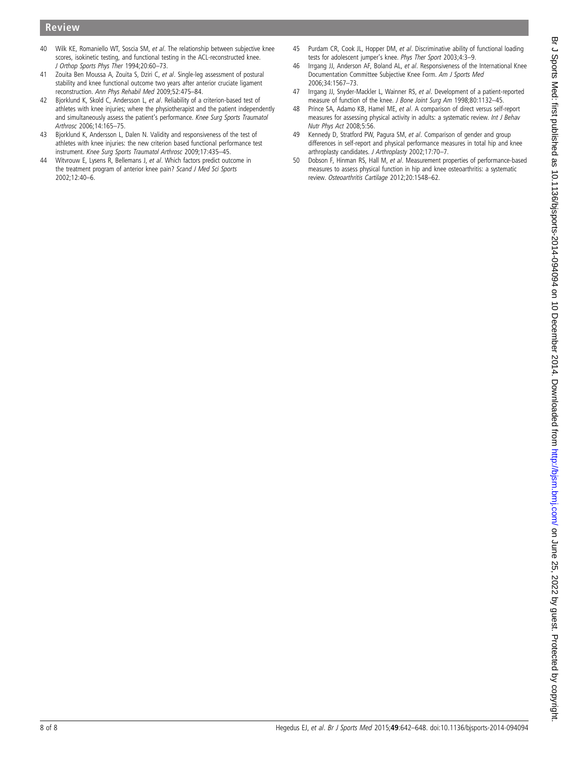40 Wilk KE, Romaniello WT, Soscia SM, *et al*. The relationship between subjective knee scores, isokinetic testing, and functional testing in the ACL-reconstructed knee. *J Orthop Sports Phys Ther* 1994;20:60–73.

41 Zouita Ben Moussa A, Zouita S, Dziri C, *et al*. Single-leg assessment of postural stability and knee functional outcome two years after anterior cruciate ligament reconstruction. *Ann Phys Rehabil Med* 2009;52:475–84.

42 Bjorklund K, Skold C, Andersson L, *et al*. Reliability of a criterion-based test of athletes with knee injuries; where the physiotherapist and the patient independently and simultaneously assess the patient's performance. *Knee Surg Sports Traumatol Arthrosc* 2006;14:165–75.

43 Bjorklund K, Andersson L, Dalen N. Validity and responsiveness of the test of athletes with knee injuries: the new criterion based functional performance test instrument. *Knee Surg Sports Traumatol Arthrosc* 2009;17:435–45.

44 Witvrouw E, Lysens R, Bellemans J, *et al*. Which factors predict outcome in the treatment program of anterior knee pain? *Scand J Med Sci Sports* 2002;12:40–6.

45 Purdam CR, Cook JL, Hopper DM, *et al*. Discriminative ability of functional loading tests for adolescent jumper's knee. *Phys Ther Sport* 2003;4:3–9.

46 Irrgang JJ, Anderson AF, Boland AL, *et al*. Responsiveness of the International Knee Documentation Committee Subjective Knee Form. *Am J Sports Med* 2006;34:1567–73.

47 Irrgang JJ, Snyder-Mackler L, Wainner RS, *et al*. Development of a patient-reported measure of function of the knee. *J Bone Joint Surg Am* 1998;80:1132–45.

48 Prince SA, Adamo KB, Hamel ME, *et al*. A comparison of direct versus self-report measures for assessing physical activity in adults: a systematic review. *Int J Behav Nutr Phys Act* 2008;5:56.

49 Kennedy D, Stratford PW, Pagura SM, *et al*. Comparison of gender and group differences in self-report and physical performance measures in total hip and knee arthroplasty candidates. *J Arthroplasty* 2002;17:70–7.

50 Dobson F, Hinman RS, Hall M, *et al*. Measurement properties of performance-based measures to assess physical function in hip and knee osteoarthritis: a systematic review. *Osteoarthritis Cartilage* 2012;20:1548–62.